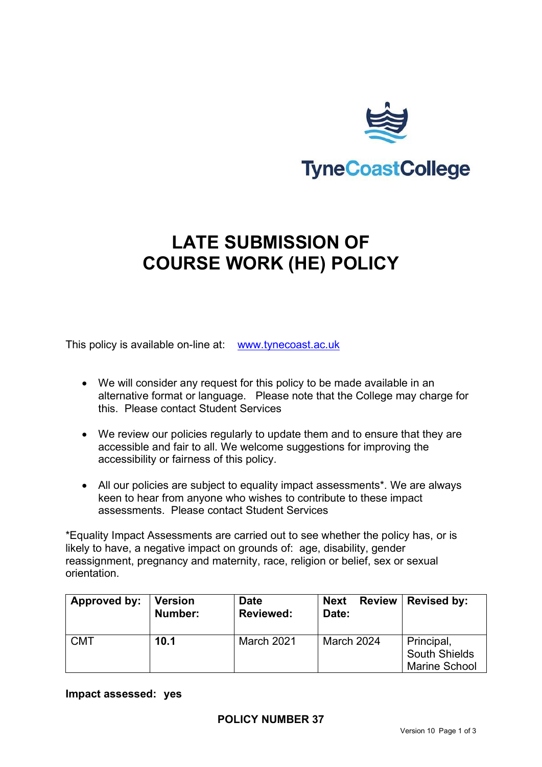TyneCoastCollege

# LATE SUBMISSION OF COURSE WORK (HE) POLICY

This policy is available on-line at: [www.tynecoast.ac.uk](http://www.tynecoast.ac.uk)

- We will consider any request for this policy to be made available in an alternative format or language. Please note that the College may charge for this. Please contact Student Services
- We review our policies regularly to update them and to ensure that they are accessible and fair to all. We welcome suggestions for improving the accessibility or fairness of this policy.
- All our policies are subject to equality impact assessments*. We are always keen to hear from anyone who wishes to contribute to these impact assessments. Please contact Student Services

*Equality Impact Assessments are carried out to see whether the policy has, or is likely to have, a negative impact on grounds of: age, disability, gender reassignment, pregnancy and maternity, race, religion or belief, sex or sexual orientation.

| Approved by: | Version Number: | Date Reviewed: | Next Review Date: | Revised by: |
|---|---|---|---|---|
| CMT | **10.1** | March 2021 | March 2024 | Principal, South Shields Marine School |

**Impact assessed: yes**

**POLICY NUMBER 37**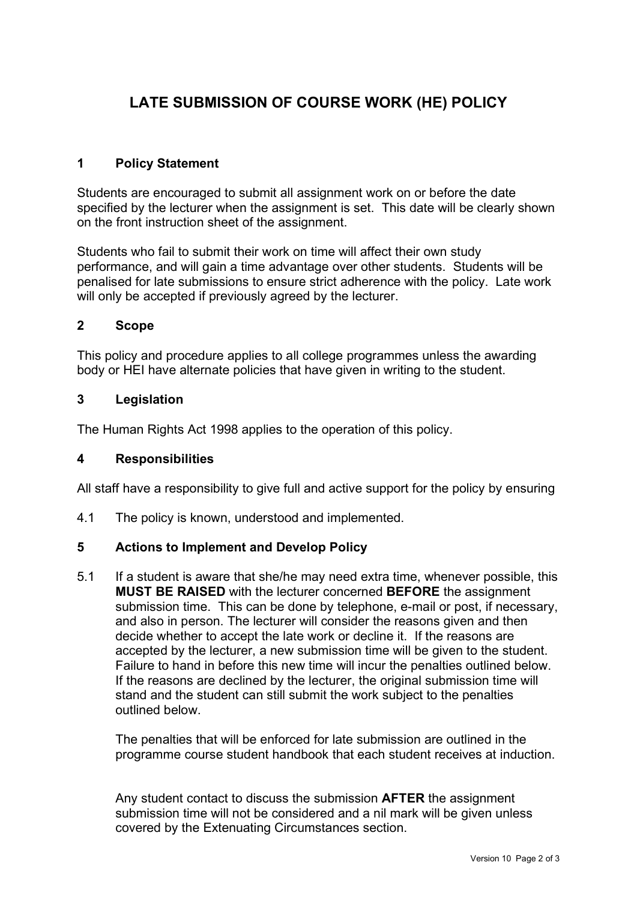# LATE SUBMISSION OF COURSE WORK (HE) POLICY

## 1 Policy Statement

Students are encouraged to submit all assignment work on or before the date specified by the lecturer when the assignment is set. This date will be clearly shown on the front instruction sheet of the assignment.

Students who fail to submit their work on time will affect their own study performance, and will gain a time advantage over other students. Students will be penalised for late submissions to ensure strict adherence with the policy. Late work will only be accepted if previously agreed by the lecturer.

## 2 Scope

This policy and procedure applies to all college programmes unless the awarding body or HEI have alternate policies that have given in writing to the student.

## 3 Legislation

The Human Rights Act 1998 applies to the operation of this policy.

## 4 Responsibilities

All staff have a responsibility to give full and active support for the policy by ensuring

4.1 The policy is known, understood and implemented.

## 5 Actions to Implement and Develop Policy

5.1 If a student is aware that she/he may need extra time, whenever possible, this **MUST BE RAISED** with the lecturer concerned **BEFORE** the assignment submission time. This can be done by telephone, e-mail or post, if necessary, and also in person. The lecturer will consider the reasons given and then decide whether to accept the late work or decline it. If the reasons are accepted by the lecturer, a new submission time will be given to the student. Failure to hand in before this new time will incur the penalties outlined below. If the reasons are declined by the lecturer, the original submission time will stand and the student can still submit the work subject to the penalties outlined below.

The penalties that will be enforced for late submission are outlined in the programme course student handbook that each student receives at induction.

Any student contact to discuss the submission **AFTER** the assignment submission time will not be considered and a nil mark will be given unless covered by the Extenuating Circumstances section.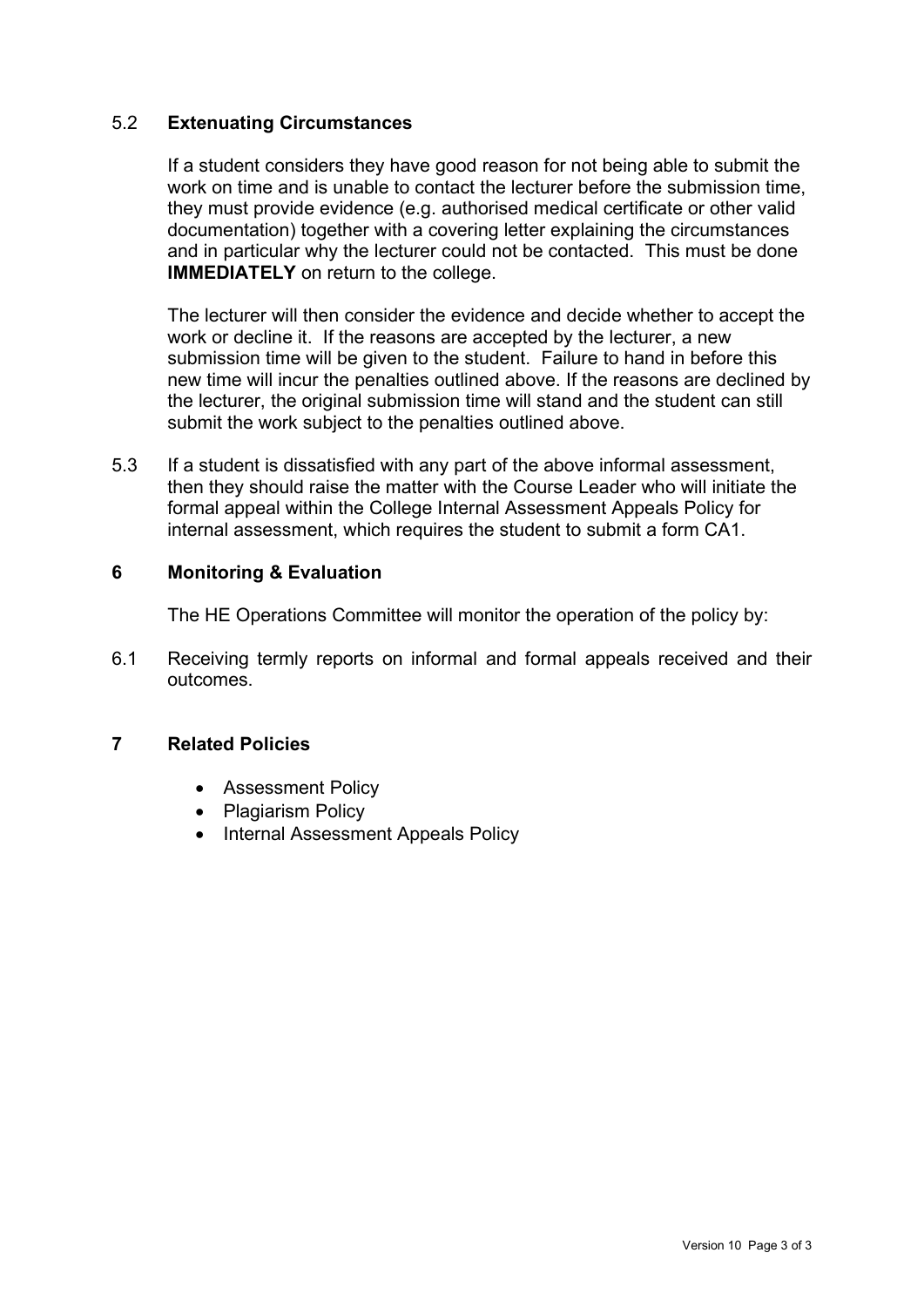### 5.2 Extenuating Circumstances

If a student considers they have good reason for not being able to submit the work on time and is unable to contact the lecturer before the submission time, they must provide evidence (e.g. authorised medical certificate or other valid documentation) together with a covering letter explaining the circumstances and in particular why the lecturer could not be contacted. This must be done **IMMEDIATELY** on return to the college.

The lecturer will then consider the evidence and decide whether to accept the work or decline it. If the reasons are accepted by the lecturer, a new submission time will be given to the student. Failure to hand in before this new time will incur the penalties outlined above. If the reasons are declined by the lecturer, the original submission time will stand and the student can still submit the work subject to the penalties outlined above.

5.3 If a student is dissatisfied with any part of the above informal assessment, then they should raise the matter with the Course Leader who will initiate the formal appeal within the College Internal Assessment Appeals Policy for internal assessment, which requires the student to submit a form CA1.

## 6 Monitoring & Evaluation

The HE Operations Committee will monitor the operation of the policy by:

6.1 Receiving termly reports on informal and formal appeals received and their outcomes.

## 7 Related Policies

- Assessment Policy
- Plagiarism Policy
- Internal Assessment Appeals Policy